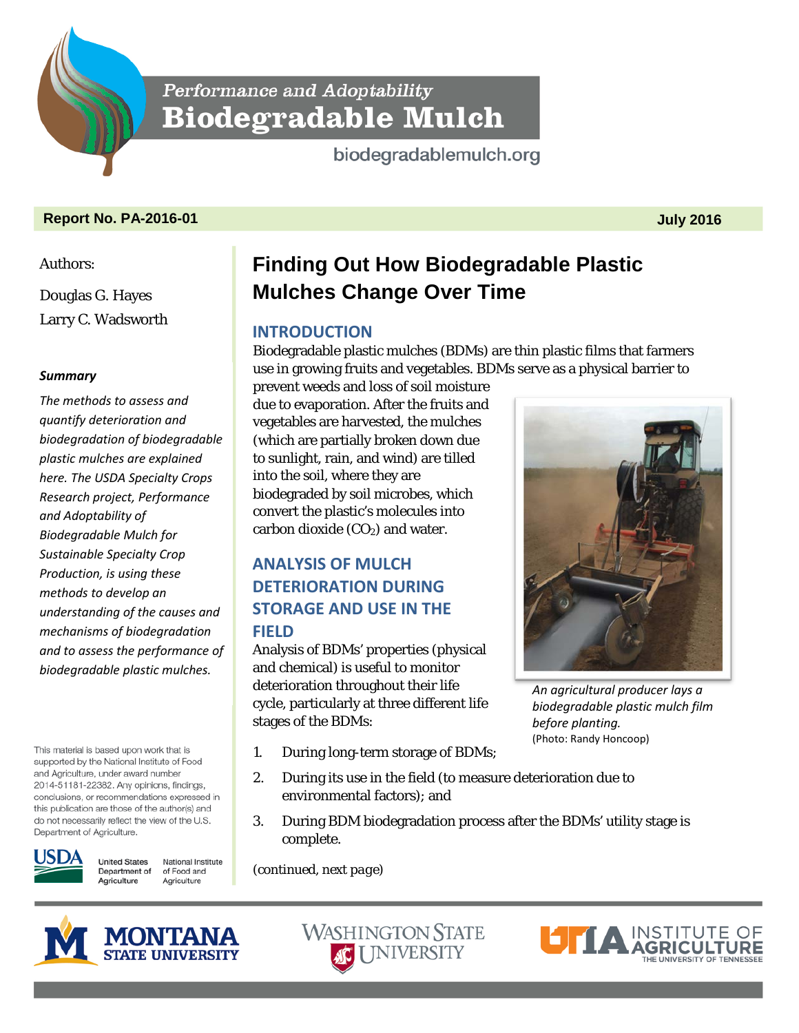Performance and Adoptability
# Biodegradable Mulch

biodegradablemulch.org

**Report No. PA-2016-01** **July 2016**

Authors:

Douglas G. Hayes

Larry C. Wadsworth

***Summary***

*The methods to assess and quantify deterioration and biodegradation of biodegradable plastic mulches are explained here. The USDA Specialty Crops Research project, Performance and Adoptability of Biodegradable Mulch for Sustainable Specialty Crop Production, is using these methods to develop an understanding of the causes and mechanisms of biodegradation and to assess the performance of biodegradable plastic mulches.*

This material is based upon work that is supported by the National Institute of Food and Agriculture, under award number 2014-51181-22382. Any opinions, findings, conclusions, or recommendations expressed in this publication are those of the author(s) and do not necessarily reflect the view of the U.S. Department of Agriculture.

USDA United States Department of Agriculture — National Institute of Food and Agriculture

# Finding Out How Biodegradable Plastic Mulches Change Over Time

## INTRODUCTION

Biodegradable plastic mulches (BDMs) are thin plastic films that farmers use in growing fruits and vegetables. BDMs serve as a physical barrier to prevent weeds and loss of soil moisture due to evaporation. After the fruits and vegetables are harvested, the mulches (which are partially broken down due to sunlight, rain, and wind) are tilled into the soil, where they are biodegraded by soil microbes, which convert the plastic's molecules into carbon dioxide ($CO_2$) and water.

*An agricultural producer lays a biodegradable plastic mulch film before planting.* (Photo: Randy Honcoop)

## ANALYSIS OF MULCH DETERIORATION DURING STORAGE AND USE IN THE FIELD

Analysis of BDMs' properties (physical and chemical) is useful to monitor deterioration throughout their life cycle, particularly at three different life stages of the BDMs:

1. During long-term storage of BDMs;
2. During its use in the field (to measure deterioration due to environmental factors); and
3. During BDM biodegradation process after the BDMs' utility stage is complete.

*(continued, next page)*

MONTANA STATE UNIVERSITY — WASHINGTON STATE UNIVERSITY — UTIA INSTITUTE OF AGRICULTURE, THE UNIVERSITY OF TENNESSEE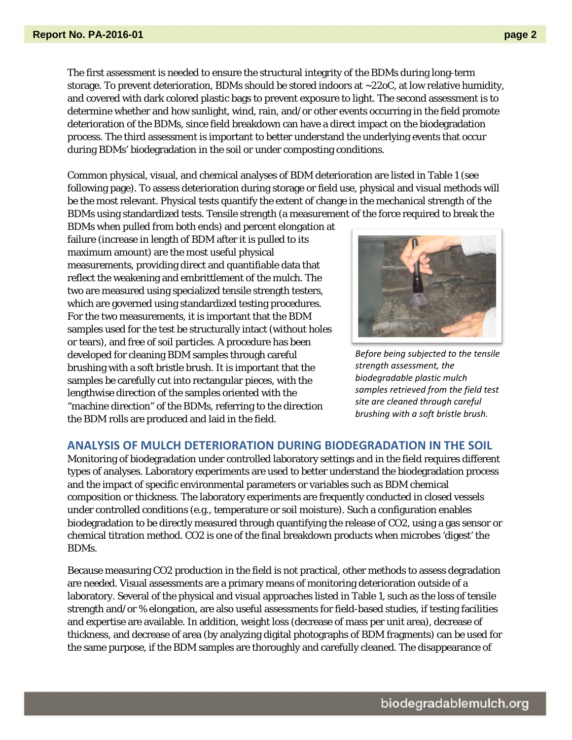The first assessment is needed to ensure the structural integrity of the BDMs during long-term storage. To prevent deterioration, BDMs should be stored indoors at ~22oC, at low relative humidity, and covered with dark colored plastic bags to prevent exposure to light. The second assessment is to determine whether and how sunlight, wind, rain, and/or other events occurring in the field promote deterioration of the BDMs, since field breakdown can have a direct impact on the biodegradation process. The third assessment is important to better understand the underlying events that occur during BDMs' biodegradation in the soil or under composting conditions.

Common physical, visual, and chemical analyses of BDM deterioration are listed in Table 1 (see following page). To assess deterioration during storage or field use, physical and visual methods will be the most relevant. Physical tests quantify the extent of change in the mechanical strength of the BDMs using standardized tests. Tensile strength (a measurement of the force required to break the BDMs when pulled from both ends) and percent elongation at failure (increase in length of BDM after it is pulled to its maximum amount) are the most useful physical measurements, providing direct and quantifiable data that reflect the weakening and embrittlement of the mulch. The two are measured using specialized tensile strength testers, which are governed using standardized testing procedures. For the two measurements, it is important that the BDM samples used for the test be structurally intact (without holes or tears), and free of soil particles. A procedure has been developed for cleaning BDM samples through careful brushing with a soft bristle brush. It is important that the samples be carefully cut into rectangular pieces, with the lengthwise direction of the samples oriented with the "machine direction" of the BDMs, referring to the direction the BDM rolls are produced and laid in the field.

*Before being subjected to the tensile strength assessment, the biodegradable plastic mulch samples retrieved from the field test site are cleaned through careful brushing with a soft bristle brush.*

## ANALYSIS OF MULCH DETERIORATION DURING BIODEGRADATION IN THE SOIL

Monitoring of biodegradation under controlled laboratory settings and in the field requires different types of analyses. Laboratory experiments are used to better understand the biodegradation process and the impact of specific environmental parameters or variables such as BDM chemical composition or thickness. The laboratory experiments are frequently conducted in closed vessels under controlled conditions (e.g., temperature or soil moisture). Such a configuration enables biodegradation to be directly measured through quantifying the release of $CO_2$, using a gas sensor or chemical titration method. $CO_2$ is one of the final breakdown products when microbes 'digest' the BDMs.

Because measuring $CO_2$ production in the field is not practical, other methods to assess degradation are needed. Visual assessments are a primary means of monitoring deterioration outside of a laboratory. Several of the physical and visual approaches listed in Table 1, such as the loss of tensile strength and/or % elongation, are also useful assessments for field-based studies, if testing facilities and expertise are available. In addition, weight loss (decrease of mass per unit area), decrease of thickness, and decrease of area (by analyzing digital photographs of BDM fragments) can be used for the same purpose, if the BDM samples are thoroughly and carefully cleaned. The disappearance of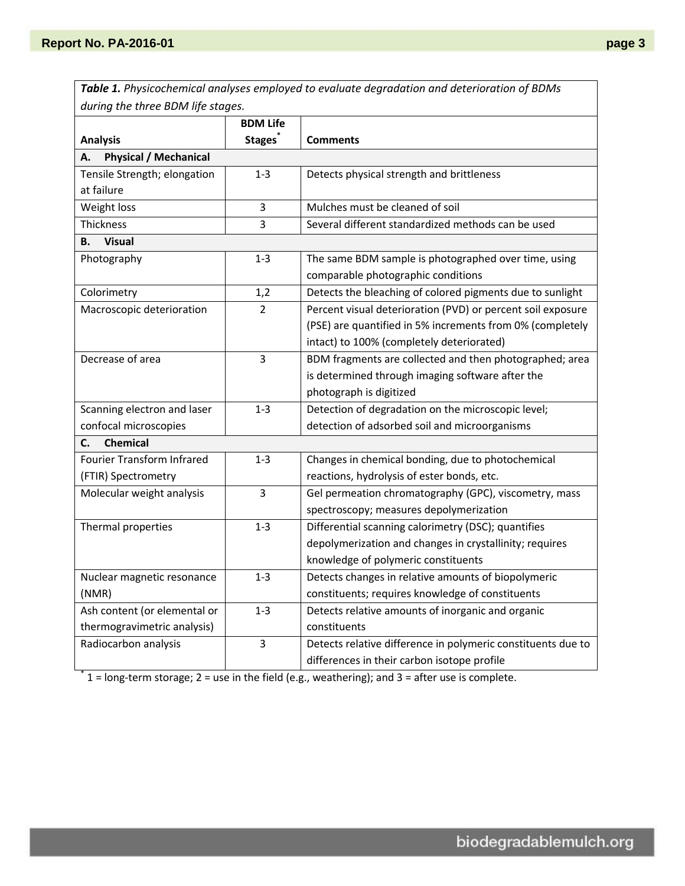| ***Table 1.*** *Physicochemical analyses employed to evaluate degradation and deterioration of BDMs during the three BDM life stages.* | | |
|---|---|---|
| **Analysis** | **BDM Life Stages*** | **Comments** |
| **A. Physical / Mechanical** | | |
| Tensile Strength; elongation at failure | 1-3 | Detects physical strength and brittleness |
| Weight loss | 3 | Mulches must be cleaned of soil |
| Thickness | 3 | Several different standardized methods can be used |
| **B. Visual** | | |
| Photography | 1-3 | The same BDM sample is photographed over time, using comparable photographic conditions |
| Colorimetry | 1,2 | Detects the bleaching of colored pigments due to sunlight |
| Macroscopic deterioration | 2 | Percent visual deterioration (PVD) or percent soil exposure (PSE) are quantified in 5% increments from 0% (completely intact) to 100% (completely deteriorated) |
| Decrease of area | 3 | BDM fragments are collected and then photographed; area is determined through imaging software after the photograph is digitized |
| Scanning electron and laser confocal microscopies | 1-3 | Detection of degradation on the microscopic level; detection of adsorbed soil and microorganisms |
| **C. Chemical** | | |
| Fourier Transform Infrared (FTIR) Spectrometry | 1-3 | Changes in chemical bonding, due to photochemical reactions, hydrolysis of ester bonds, etc. |
| Molecular weight analysis | 3 | Gel permeation chromatography (GPC), viscometry, mass spectroscopy; measures depolymerization |
| Thermal properties | 1-3 | Differential scanning calorimetry (DSC); quantifies depolymerization and changes in crystallinity; requires knowledge of polymeric constituents |
| Nuclear magnetic resonance (NMR) | 1-3 | Detects changes in relative amounts of biopolymeric constituents; requires knowledge of constituents |
| Ash content (or elemental or thermogravimetric analysis) | 1-3 | Detects relative amounts of inorganic and organic constituents |
| Radiocarbon analysis | 3 | Detects relative difference in polymeric constituents due to differences in their carbon isotope profile |

[*] 1 = long-term storage; 2 = use in the field (e.g., weathering); and 3 = after use is complete.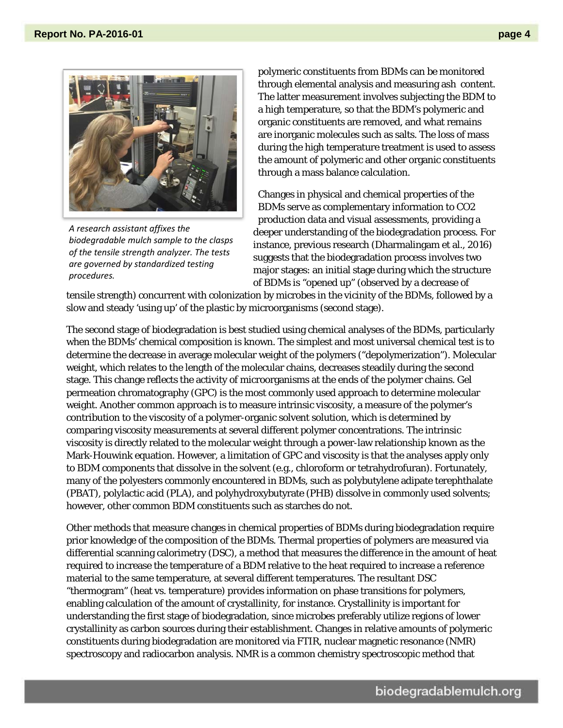polymeric constituents from BDMs can be monitored through elemental analysis and measuring ash content. The latter measurement involves subjecting the BDM to a high temperature, so that the BDM's polymeric and organic constituents are removed, and what remains are inorganic molecules such as salts. The loss of mass during the high temperature treatment is used to assess the amount of polymeric and other organic constituents through a mass balance calculation.

*A research assistant affixes the biodegradable mulch sample to the clasps of the tensile strength analyzer. The tests are governed by standardized testing procedures.*

Changes in physical and chemical properties of the BDMs serve as complementary information to $CO_2$ production data and visual assessments, providing a deeper understanding of the biodegradation process. For instance, previous research (Dharmalingam et al., 2016) suggests that the biodegradation process involves two major stages: an initial stage during which the structure of BDMs is "opened up" (observed by a decrease of tensile strength) concurrent with colonization by microbes in the vicinity of the BDMs, followed by a slow and steady 'using up' of the plastic by microorganisms (second stage).

The second stage of biodegradation is best studied using chemical analyses of the BDMs, particularly when the BDMs' chemical composition is known. The simplest and most universal chemical test is to determine the decrease in average molecular weight of the polymers ("depolymerization"). Molecular weight, which relates to the length of the molecular chains, decreases steadily during the second stage. This change reflects the activity of microorganisms at the ends of the polymer chains. Gel permeation chromatography (GPC) is the most commonly used approach to determine molecular weight. Another common approach is to measure intrinsic viscosity, a measure of the polymer's contribution to the viscosity of a polymer-organic solvent solution, which is determined by comparing viscosity measurements at several different polymer concentrations. The intrinsic viscosity is directly related to the molecular weight through a power-law relationship known as the Mark-Houwink equation. However, a limitation of GPC and viscosity is that the analyses apply only to BDM components that dissolve in the solvent (e.g., chloroform or tetrahydrofuran). Fortunately, many of the polyesters commonly encountered in BDMs, such as polybutylene adipate terephthalate (PBAT), polylactic acid (PLA), and polyhydroxybutyrate (PHB) dissolve in commonly used solvents; however, other common BDM constituents such as starches do not.

Other methods that measure changes in chemical properties of BDMs during biodegradation require prior knowledge of the composition of the BDMs. Thermal properties of polymers are measured via differential scanning calorimetry (DSC), a method that measures the difference in the amount of heat required to increase the temperature of a BDM relative to the heat required to increase a reference material to the same temperature, at several different temperatures. The resultant DSC "thermogram" (heat vs. temperature) provides information on phase transitions for polymers, enabling calculation of the amount of crystallinity, for instance. Crystallinity is important for understanding the first stage of biodegradation, since microbes preferably utilize regions of lower crystallinity as carbon sources during their establishment. Changes in relative amounts of polymeric constituents during biodegradation are monitored via FTIR, nuclear magnetic resonance (NMR) spectroscopy and radiocarbon analysis. NMR is a common chemistry spectroscopic method that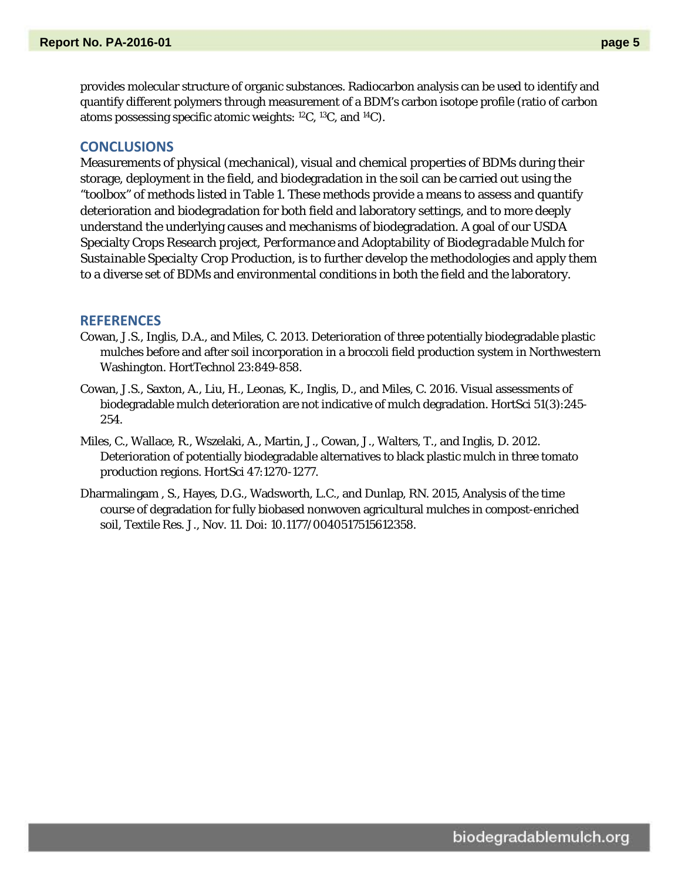provides molecular structure of organic substances. Radiocarbon analysis can be used to identify and quantify different polymers through measurement of a BDM's carbon isotope profile (ratio of carbon atoms possessing specific atomic weights: $^{12}C$, $^{13}C$, and $^{14}C$).

## CONCLUSIONS

Measurements of physical (mechanical), visual and chemical properties of BDMs during their storage, deployment in the field, and biodegradation in the soil can be carried out using the "toolbox" of methods listed in Table 1. These methods provide a means to assess and quantify deterioration and biodegradation for both field and laboratory settings, and to more deeply understand the underlying causes and mechanisms of biodegradation. A goal of our USDA Specialty Crops Research project, *Performance and Adoptability of Biodegradable Mulch for Sustainable Specialty Crop Production*, is to further develop the methodologies and apply them to a diverse set of BDMs and environmental conditions in both the field and the laboratory.

## REFERENCES

Cowan, J.S., Inglis, D.A., and Miles, C. 2013. Deterioration of three potentially biodegradable plastic mulches before and after soil incorporation in a broccoli field production system in Northwestern Washington. HortTechnol 23:849-858.

Cowan, J.S., Saxton, A., Liu, H., Leonas, K., Inglis, D., and Miles, C. 2016. Visual assessments of biodegradable mulch deterioration are not indicative of mulch degradation. HortSci 51(3):245-254.

Miles, C., Wallace, R., Wszelaki, A., Martin, J., Cowan, J., Walters, T., and Inglis, D. 2012. Deterioration of potentially biodegradable alternatives to black plastic mulch in three tomato production regions. HortSci 47:1270-1277.

Dharmalingam , S., Hayes, D.G., Wadsworth, L.C., and Dunlap, RN. 2015, Analysis of the time course of degradation for fully biobased nonwoven agricultural mulches in compost-enriched soil, Textile Res. J., Nov. 11. Doi: 10.1177/0040517515612358.